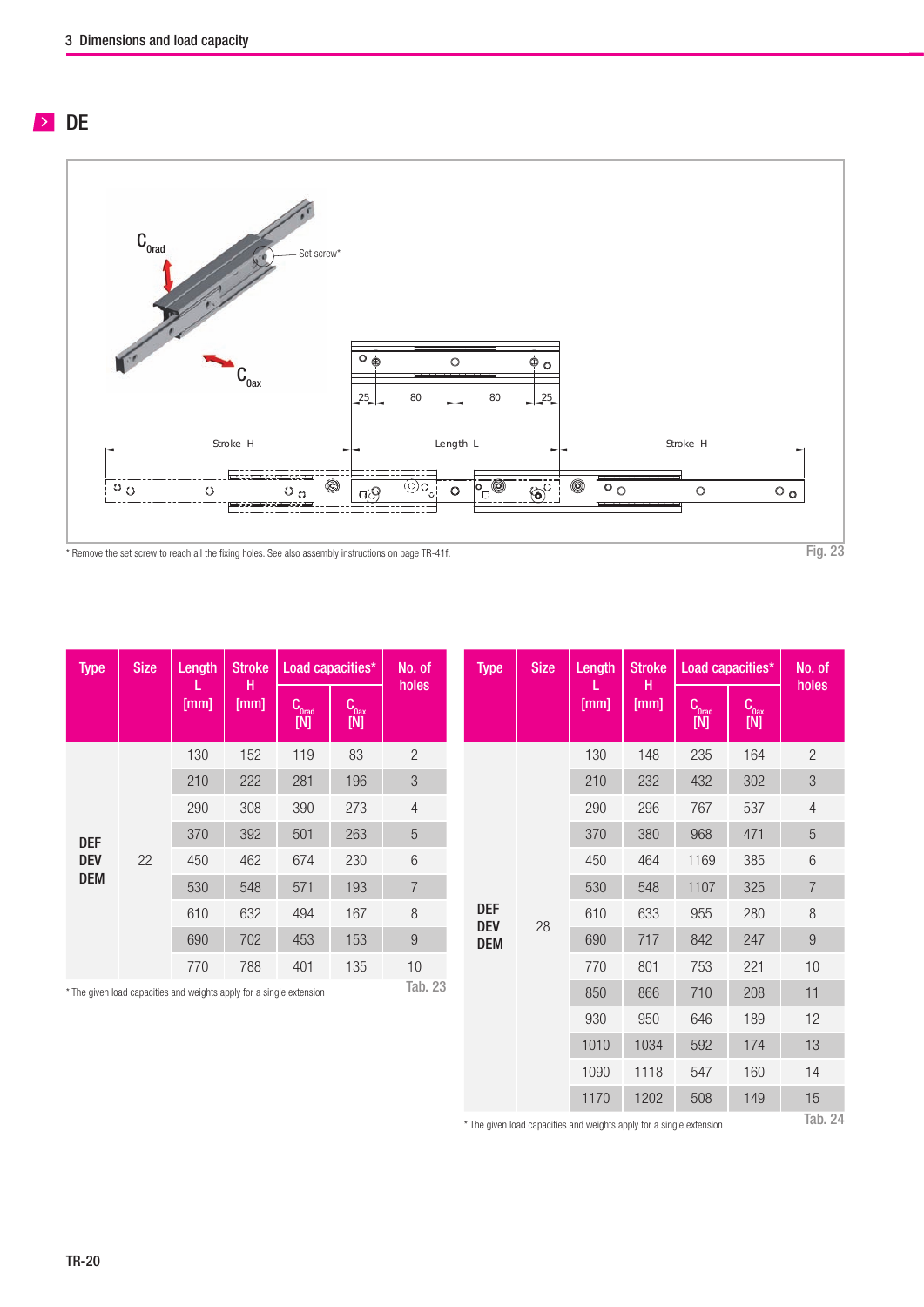## DE

* Remove the set screw to reach all the fixing holes. See also assembly instructions on page TR-41f.

Fig. 23

| Type | Size | Length L [mm] | Stroke H [mm] | Load capacities* | | No. of holes |
|---|---|---|---|---|---|---|
| | | | | $C_{0rad}$ [N] | $C_{0ax}$ [N] | |
| DEF DEV DEM | 22 | 130 | 152 | 119 | 83 | 2 |
| | | 210 | 222 | 281 | 196 | 3 |
| | | 290 | 308 | 390 | 273 | 4 |
| | | 370 | 392 | 501 | 263 | 5 |
| | | 450 | 462 | 674 | 230 | 6 |
| | | 530 | 548 | 571 | 193 | 7 |
| | | 610 | 632 | 494 | 167 | 8 |
| | | 690 | 702 | 453 | 153 | 9 |
| | | 770 | 788 | 401 | 135 | 10 |

* The given load capacities and weights apply for a single extension

Tab. 23

| Type | Size | Length L [mm] | Stroke H [mm] | Load capacities* | | No. of holes |
|---|---|---|---|---|---|---|
| | | | | $C_{0rad}$ [N] | $C_{0ax}$ [N] | |
| DEF DEV DEM | 28 | 130 | 148 | 235 | 164 | 2 |
| | | 210 | 232 | 432 | 302 | 3 |
| | | 290 | 296 | 767 | 537 | 4 |
| | | 370 | 380 | 968 | 471 | 5 |
| | | 450 | 464 | 1169 | 385 | 6 |
| | | 530 | 548 | 1107 | 325 | 7 |
| | | 610 | 633 | 955 | 280 | 8 |
| | | 690 | 717 | 842 | 247 | 9 |
| | | 770 | 801 | 753 | 221 | 10 |
| | | 850 | 866 | 710 | 208 | 11 |
| | | 930 | 950 | 646 | 189 | 12 |
| | | 1010 | 1034 | 592 | 174 | 13 |
| | | 1090 | 1118 | 547 | 160 | 14 |
| | | 1170 | 1202 | 508 | 149 | 15 |

* The given load capacities and weights apply for a single extension

Tab. 24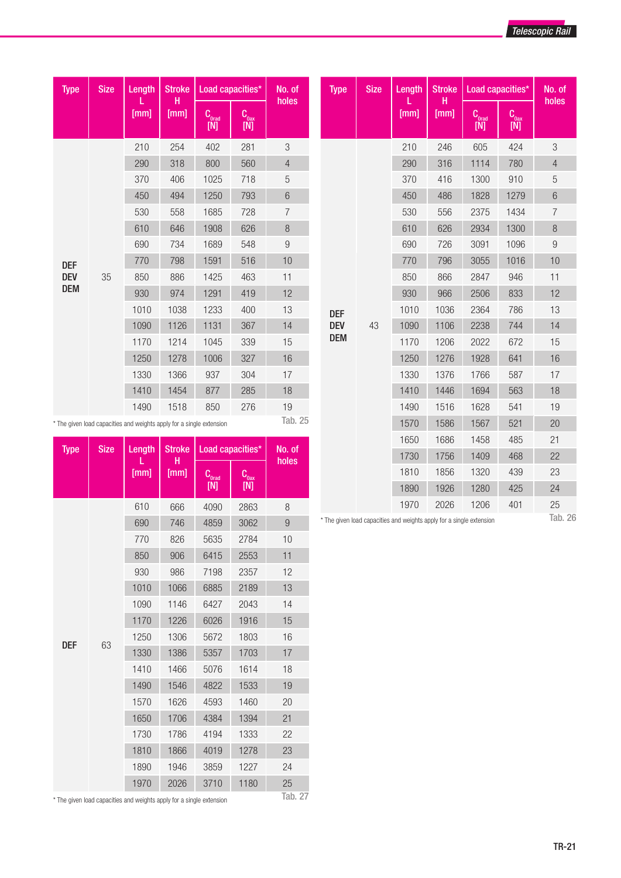| Type | Size | Length L [mm] | Stroke H [mm] | Load capacities* | | No. of holes |
|---|---|---|---|---|---|---|
| | | | | $C_{0rad}$ [N] | $C_{0ax}$ [N] | |
| DEF DEV DEM | 35 | 210 | 254 | 402 | 281 | 3 |
| | | 290 | 318 | 800 | 560 | 4 |
| | | 370 | 406 | 1025 | 718 | 5 |
| | | 450 | 494 | 1250 | 793 | 6 |
| | | 530 | 558 | 1685 | 728 | 7 |
| | | 610 | 646 | 1908 | 626 | 8 |
| | | 690 | 734 | 1689 | 548 | 9 |
| | | 770 | 798 | 1591 | 516 | 10 |
| | | 850 | 886 | 1425 | 463 | 11 |
| | | 930 | 974 | 1291 | 419 | 12 |
| | | 1010 | 1038 | 1233 | 400 | 13 |
| | | 1090 | 1126 | 1131 | 367 | 14 |
| | | 1170 | 1214 | 1045 | 339 | 15 |
| | | 1250 | 1278 | 1006 | 327 | 16 |
| | | 1330 | 1366 | 937 | 304 | 17 |
| | | 1410 | 1454 | 877 | 285 | 18 |
| | | 1490 | 1518 | 850 | 276 | 19 |

* The given load capacities and weights apply for a single extension

Tab. 25

| Type | Size | Length L [mm] | Stroke H [mm] | Load capacities* | | No. of holes |
|---|---|---|---|---|---|---|
| | | | | $C_{0rad}$ [N] | $C_{0ax}$ [N] | |
| DEF | 63 | 610 | 666 | 4090 | 2863 | 8 |
| | | 690 | 746 | 4859 | 3062 | 9 |
| | | 770 | 826 | 5635 | 2784 | 10 |
| | | 850 | 906 | 6415 | 2553 | 11 |
| | | 930 | 986 | 7198 | 2357 | 12 |
| | | 1010 | 1066 | 6885 | 2189 | 13 |
| | | 1090 | 1146 | 6427 | 2043 | 14 |
| | | 1170 | 1226 | 6026 | 1916 | 15 |
| | | 1250 | 1306 | 5672 | 1803 | 16 |
| | | 1330 | 1386 | 5357 | 1703 | 17 |
| | | 1410 | 1466 | 5076 | 1614 | 18 |
| | | 1490 | 1546 | 4822 | 1533 | 19 |
| | | 1570 | 1626 | 4593 | 1460 | 20 |
| | | 1650 | 1706 | 4384 | 1394 | 21 |
| | | 1730 | 1786 | 4194 | 1333 | 22 |
| | | 1810 | 1866 | 4019 | 1278 | 23 |
| | | 1890 | 1946 | 3859 | 1227 | 24 |
| | | 1970 | 2026 | 3710 | 1180 | 25 |

* The given load capacities and weights apply for a single extension

Tab. 27

| Type | Size | Length L [mm] | Stroke H [mm] | Load capacities* | | No. of holes |
|---|---|---|---|---|---|---|
| | | | | $C_{0rad}$ [N] | $C_{0ax}$ [N] | |
| DEF DEV DEM | 43 | 210 | 246 | 605 | 424 | 3 |
| | | 290 | 316 | 1114 | 780 | 4 |
| | | 370 | 416 | 1300 | 910 | 5 |
| | | 450 | 486 | 1828 | 1279 | 6 |
| | | 530 | 556 | 2375 | 1434 | 7 |
| | | 610 | 626 | 2934 | 1300 | 8 |
| | | 690 | 726 | 3091 | 1096 | 9 |
| | | 770 | 796 | 3055 | 1016 | 10 |
| | | 850 | 866 | 2847 | 946 | 11 |
| | | 930 | 966 | 2506 | 833 | 12 |
| | | 1010 | 1036 | 2364 | 786 | 13 |
| | | 1090 | 1106 | 2238 | 744 | 14 |
| | | 1170 | 1206 | 2022 | 672 | 15 |
| | | 1250 | 1276 | 1928 | 641 | 16 |
| | | 1330 | 1376 | 1766 | 587 | 17 |
| | | 1410 | 1446 | 1694 | 563 | 18 |
| | | 1490 | 1516 | 1628 | 541 | 19 |
| | | 1570 | 1586 | 1567 | 521 | 20 |
| | | 1650 | 1686 | 1458 | 485 | 21 |
| | | 1730 | 1756 | 1409 | 468 | 22 |
| | | 1810 | 1856 | 1320 | 439 | 23 |
| | | 1890 | 1926 | 1280 | 425 | 24 |
| | | 1970 | 2026 | 1206 | 401 | 25 |

* The given load capacities and weights apply for a single extension

Tab. 26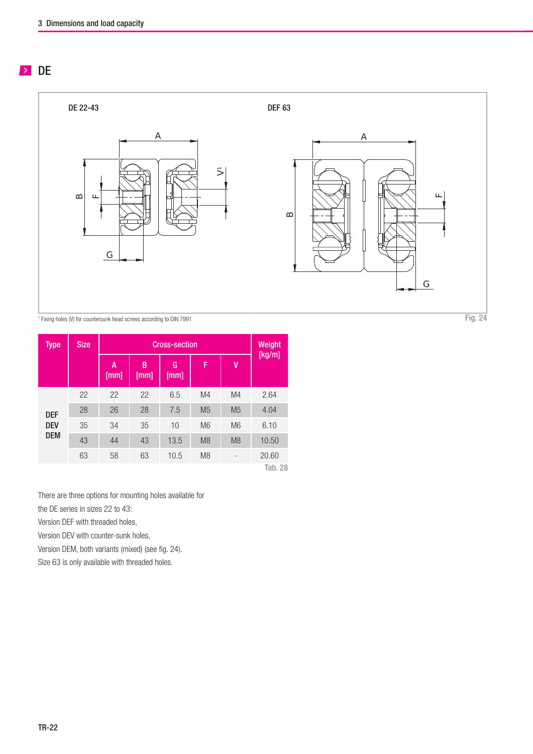## DE

DE 22-43

DEF 63

[1] Fixing holes (V) for countersunk head screws according to DIN 7991

Fig. 24

| Type | Size | Cross-section | | | | | Weight [kg/m] |
|---|---|---|---|---|---|---|---|
| | | A [mm] | B [mm] | G [mm] | F | V | |
| DEF DEV DEM | 22 | 22 | 22 | 6.5 | M4 | M4 | 2.64 |
| | 28 | 26 | 28 | 7.5 | M5 | M5 | 4.04 |
| | 35 | 34 | 35 | 10 | M6 | M6 | 6.10 |
| | 43 | 44 | 43 | 13.5 | M8 | M8 | 10.50 |
| | 63 | 58 | 63 | 10.5 | M8 | - | 20.60 |

Tab. 28

There are three options for mounting holes available for the DE series in sizes 22 to 43:
Version DEF with threaded holes,
Version DEV with counter-sunk holes,
Version DEM, both variants (mixed) (see fig. 24).
Size 63 is only available with threaded holes.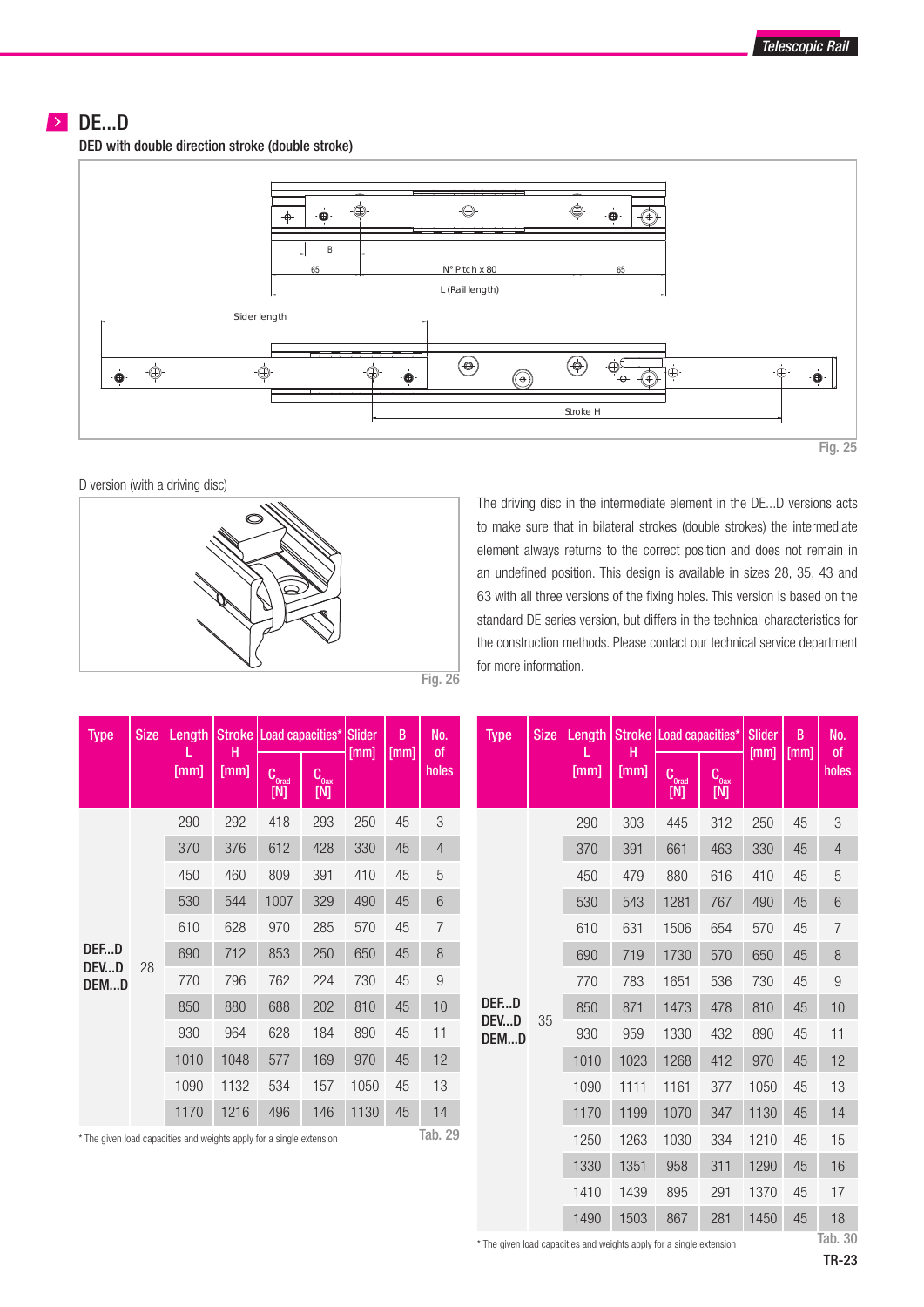## DE...D

DED with double direction stroke (double stroke)

Fig. 25

D version (with a driving disc)

Fig. 26

The driving disc in the intermediate element in the DE...D versions acts to make sure that in bilateral strokes (double strokes) the intermediate element always returns to the correct position and does not remain in an undefined position. This design is available in sizes 28, 35, 43 and 63 with all three versions of the fixing holes. This version is based on the standard DE series version, but differs in the technical characteristics for the construction methods. Please contact our technical service department for more information.

| Type | Size | Length L [mm] | Stroke H [mm] | Load capacities* $C_{0rad}$ [N] | Load capacities* $C_{0ax}$ [N] | Slider [mm] | B [mm] | No. of holes |
|---|---|---|---|---|---|---|---|---|
| DEF...D DEV...D DEM...D | 28 | 290 | 292 | 418 | 293 | 250 | 45 | 3 |
| | | 370 | 376 | 612 | 428 | 330 | 45 | 4 |
| | | 450 | 460 | 809 | 391 | 410 | 45 | 5 |
| | | 530 | 544 | 1007 | 329 | 490 | 45 | 6 |
| | | 610 | 628 | 970 | 285 | 570 | 45 | 7 |
| | | 690 | 712 | 853 | 250 | 650 | 45 | 8 |
| | | 770 | 796 | 762 | 224 | 730 | 45 | 9 |
| | | 850 | 880 | 688 | 202 | 810 | 45 | 10 |
| | | 930 | 964 | 628 | 184 | 890 | 45 | 11 |
| | | 1010 | 1048 | 577 | 169 | 970 | 45 | 12 |
| | | 1090 | 1132 | 534 | 157 | 1050 | 45 | 13 |
| | | 1170 | 1216 | 496 | 146 | 1130 | 45 | 14 |

\* The given load capacities and weights apply for a single extension

Tab. 29

| Type | Size | Length L [mm] | Stroke H [mm] | Load capacities* $C_{0rad}$ [N] | Load capacities* $C_{0ax}$ [N] | Slider [mm] | B [mm] | No. of holes |
|---|---|---|---|---|---|---|---|---|
| DEF...D DEV...D DEM...D | 35 | 290 | 303 | 445 | 312 | 250 | 45 | 3 |
| | | 370 | 391 | 661 | 463 | 330 | 45 | 4 |
| | | 450 | 479 | 880 | 616 | 410 | 45 | 5 |
| | | 530 | 543 | 1281 | 767 | 490 | 45 | 6 |
| | | 610 | 631 | 1506 | 654 | 570 | 45 | 7 |
| | | 690 | 719 | 1730 | 570 | 650 | 45 | 8 |
| | | 770 | 783 | 1651 | 536 | 730 | 45 | 9 |
| | | 850 | 871 | 1473 | 478 | 810 | 45 | 10 |
| | | 930 | 959 | 1330 | 432 | 890 | 45 | 11 |
| | | 1010 | 1023 | 1268 | 412 | 970 | 45 | 12 |
| | | 1090 | 1111 | 1161 | 377 | 1050 | 45 | 13 |
| | | 1170 | 1199 | 1070 | 347 | 1130 | 45 | 14 |
| | | 1250 | 1263 | 1030 | 334 | 1210 | 45 | 15 |
| | | 1330 | 1351 | 958 | 311 | 1290 | 45 | 16 |
| | | 1410 | 1439 | 895 | 291 | 1370 | 45 | 17 |
| | | 1490 | 1503 | 867 | 281 | 1450 | 45 | 18 |

\* The given load capacities and weights apply for a single extension

Tab. 30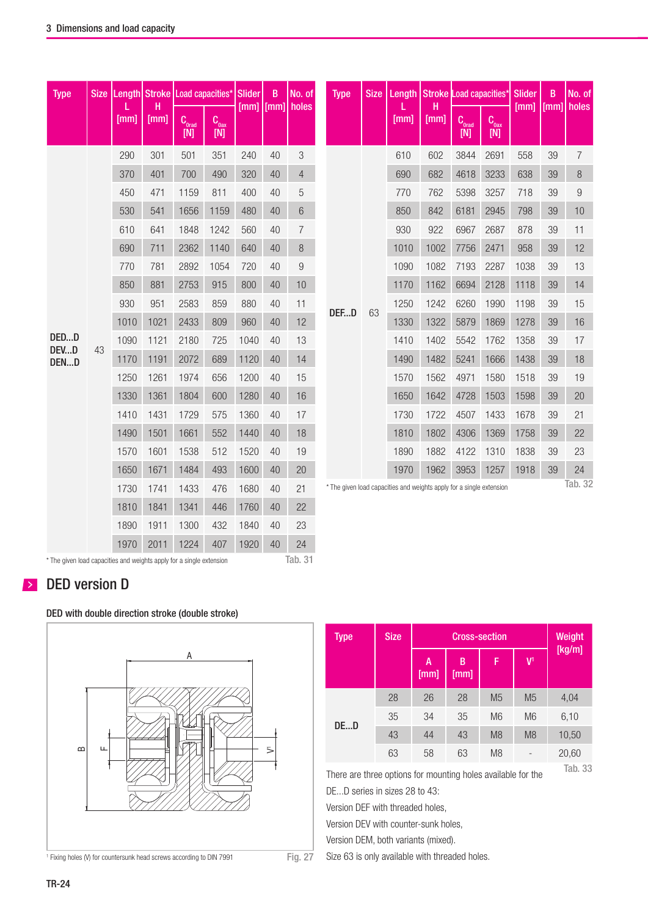| Type | Size | Length L [mm] | Stroke H [mm] | Load capacities* | | Slider [mm] | B [mm] | No. of holes |
|---|---|---|---|---|---|---|---|---|
| | | | | $C_{0rad}$ [N] | $C_{0ax}$ [N] | | | |
| DED...D DEV...D DEN...D | 43 | 290 | 301 | 501 | 351 | 240 | 40 | 3 |
| | | 370 | 401 | 700 | 490 | 320 | 40 | 4 |
| | | 450 | 471 | 1159 | 811 | 400 | 40 | 5 |
| | | 530 | 541 | 1656 | 1159 | 480 | 40 | 6 |
| | | 610 | 641 | 1848 | 1242 | 560 | 40 | 7 |
| | | 690 | 711 | 2362 | 1140 | 640 | 40 | 8 |
| | | 770 | 781 | 2892 | 1054 | 720 | 40 | 9 |
| | | 850 | 881 | 2753 | 915 | 800 | 40 | 10 |
| | | 930 | 951 | 2583 | 859 | 880 | 40 | 11 |
| | | 1010 | 1021 | 2433 | 809 | 960 | 40 | 12 |
| | | 1090 | 1121 | 2180 | 725 | 1040 | 40 | 13 |
| | | 1170 | 1191 | 2072 | 689 | 1120 | 40 | 14 |
| | | 1250 | 1261 | 1974 | 656 | 1200 | 40 | 15 |
| | | 1330 | 1361 | 1804 | 600 | 1280 | 40 | 16 |
| | | 1410 | 1431 | 1729 | 575 | 1360 | 40 | 17 |
| | | 1490 | 1501 | 1661 | 552 | 1440 | 40 | 18 |
| | | 1570 | 1601 | 1538 | 512 | 1520 | 40 | 19 |
| | | 1650 | 1671 | 1484 | 493 | 1600 | 40 | 20 |
| | | 1730 | 1741 | 1433 | 476 | 1680 | 40 | 21 |
| | | 1810 | 1841 | 1341 | 446 | 1760 | 40 | 22 |
| | | 1890 | 1911 | 1300 | 432 | 1840 | 40 | 23 |
| | | 1970 | 2011 | 1224 | 407 | 1920 | 40 | 24 |

\* The given load capacities and weights apply for a single extension

Tab. 31

| Type | Size | Length L [mm] | Stroke H [mm] | Load capacities* | | Slider [mm] | B [mm] | No. of holes |
|---|---|---|---|---|---|---|---|---|
| | | | | $C_{0rad}$ [N] | $C_{0ax}$ [N] | | | |
| DEF...D | 63 | 610 | 602 | 3844 | 2691 | 558 | 39 | 7 |
| | | 690 | 682 | 4618 | 3233 | 638 | 39 | 8 |
| | | 770 | 762 | 5398 | 3257 | 718 | 39 | 9 |
| | | 850 | 842 | 6181 | 2945 | 798 | 39 | 10 |
| | | 930 | 922 | 6967 | 2687 | 878 | 39 | 11 |
| | | 1010 | 1002 | 7756 | 2471 | 958 | 39 | 12 |
| | | 1090 | 1082 | 7193 | 2287 | 1038 | 39 | 13 |
| | | 1170 | 1162 | 6694 | 2128 | 1118 | 39 | 14 |
| | | 1250 | 1242 | 6260 | 1990 | 1198 | 39 | 15 |
| | | 1330 | 1322 | 5879 | 1869 | 1278 | 39 | 16 |
| | | 1410 | 1402 | 5542 | 1762 | 1358 | 39 | 17 |
| | | 1490 | 1482 | 5241 | 1666 | 1438 | 39 | 18 |
| | | 1570 | 1562 | 4971 | 1580 | 1518 | 39 | 19 |
| | | 1650 | 1642 | 4728 | 1503 | 1598 | 39 | 20 |
| | | 1730 | 1722 | 4507 | 1433 | 1678 | 39 | 21 |
| | | 1810 | 1802 | 4306 | 1369 | 1758 | 39 | 22 |
| | | 1890 | 1882 | 4122 | 1310 | 1838 | 39 | 23 |
| | | 1970 | 1962 | 3953 | 1257 | 1918 | 39 | 24 |

\* The given load capacities and weights apply for a single extension

Tab. 32

## DED version D

### DED with double direction stroke (double stroke)

[1] Fixing holes (V) for countersunk head screws according to DIN 7991

Fig. 27

| Type | Size | Cross-section | | | | Weight [kg/m] |
|---|---|---|---|---|---|---|
| | | A [mm] | B [mm] | F | V[1] | |
| DE...D | 28 | 26 | 28 | M5 | M5 | 4,04 |
| | 35 | 34 | 35 | M6 | M6 | 6,10 |
| | 43 | 44 | 43 | M8 | M8 | 10,50 |
| | 63 | 58 | 63 | M8 | - | 20,60 |

Tab. 33

There are three options for mounting holes available for the DE...D series in sizes 28 to 43:
Version DEF with threaded holes,
Version DEV with counter-sunk holes,
Version DEM, both variants (mixed).
Size 63 is only available with threaded holes.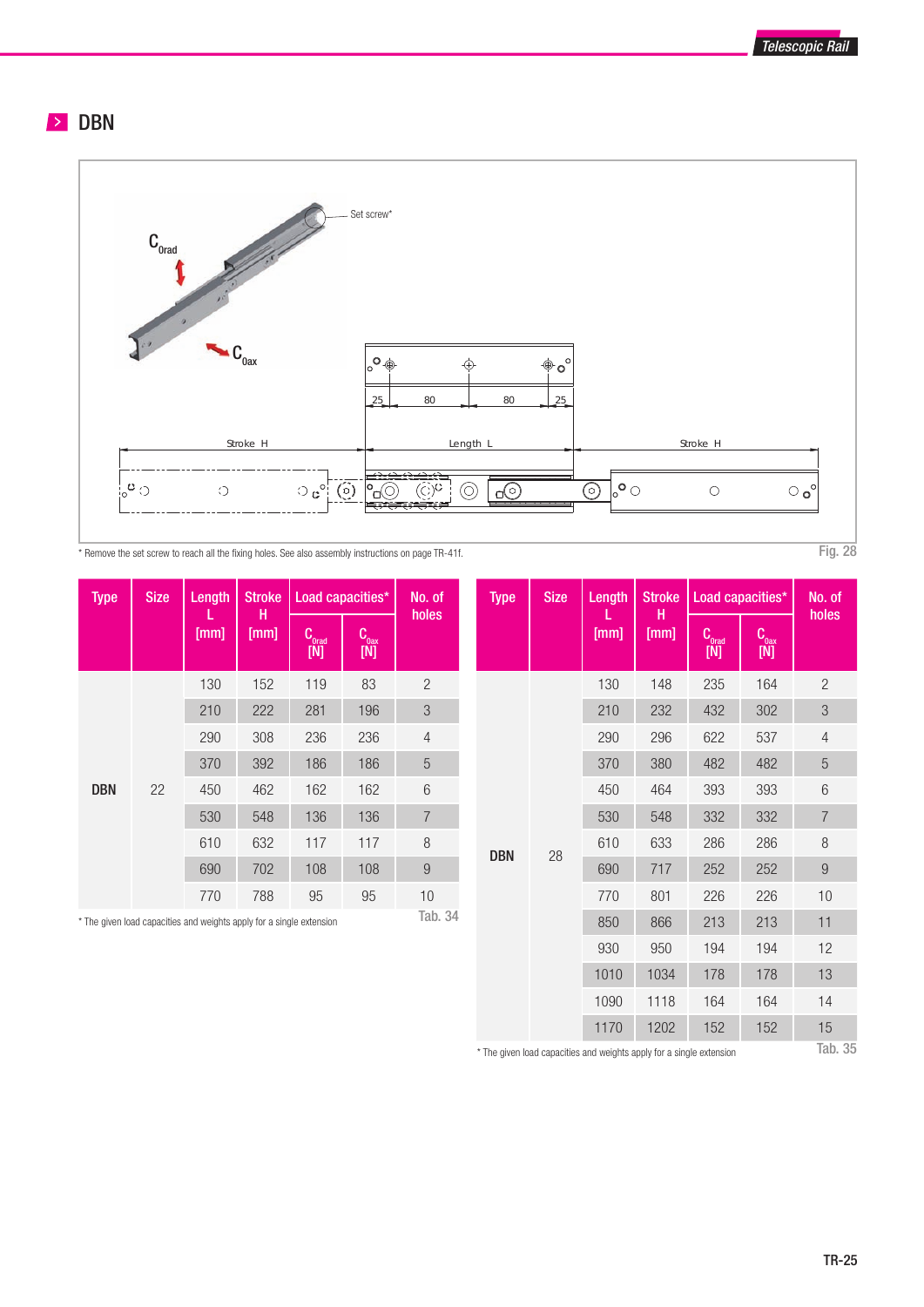## DBN

* Remove the set screw to reach all the fixing holes. See also assembly instructions on page TR-41f.

Fig. 28

| Type | Size | Length L [mm] | Stroke H [mm] | Load capacities* | | No. of holes |
|---|---|---|---|---|---|---|
| | | | | $C_{0rad}$ [N] | $C_{0ax}$ [N] | |
| DBN | 22 | 130 | 152 | 119 | 83 | 2 |
| | | 210 | 222 | 281 | 196 | 3 |
| | | 290 | 308 | 236 | 236 | 4 |
| | | 370 | 392 | 186 | 186 | 5 |
| | | 450 | 462 | 162 | 162 | 6 |
| | | 530 | 548 | 136 | 136 | 7 |
| | | 610 | 632 | 117 | 117 | 8 |
| | | 690 | 702 | 108 | 108 | 9 |
| | | 770 | 788 | 95 | 95 | 10 |

* The given load capacities and weights apply for a single extension

Tab. 34

| Type | Size | Length L [mm] | Stroke H [mm] | Load capacities* | | No. of holes |
|---|---|---|---|---|---|---|
| | | | | $C_{0rad}$ [N] | $C_{0ax}$ [N] | |
| DBN | 28 | 130 | 148 | 235 | 164 | 2 |
| | | 210 | 232 | 432 | 302 | 3 |
| | | 290 | 296 | 622 | 537 | 4 |
| | | 370 | 380 | 482 | 482 | 5 |
| | | 450 | 464 | 393 | 393 | 6 |
| | | 530 | 548 | 332 | 332 | 7 |
| | | 610 | 633 | 286 | 286 | 8 |
| | | 690 | 717 | 252 | 252 | 9 |
| | | 770 | 801 | 226 | 226 | 10 |
| | | 850 | 866 | 213 | 213 | 11 |
| | | 930 | 950 | 194 | 194 | 12 |
| | | 1010 | 1034 | 178 | 178 | 13 |
| | | 1090 | 1118 | 164 | 164 | 14 |
| | | 1170 | 1202 | 152 | 152 | 15 |

* The given load capacities and weights apply for a single extension

Tab. 35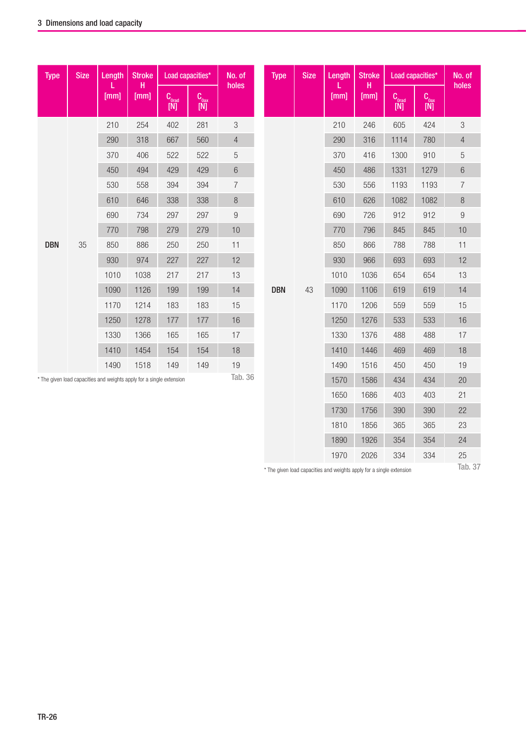## 3 Dimensions and load capacity

| Type | Size | Length L [mm] | Stroke H [mm] | Load capacities* | | No. of holes |
|---|---|---|---|---|---|---|
| | | | | $C_{0rad}$ [N] | $C_{0ax}$ [N] | |
| DBN | 35 | 210 | 254 | 402 | 281 | 3 |
| | | 290 | 318 | 667 | 560 | 4 |
| | | 370 | 406 | 522 | 522 | 5 |
| | | 450 | 494 | 429 | 429 | 6 |
| | | 530 | 558 | 394 | 394 | 7 |
| | | 610 | 646 | 338 | 338 | 8 |
| | | 690 | 734 | 297 | 297 | 9 |
| | | 770 | 798 | 279 | 279 | 10 |
| | | 850 | 886 | 250 | 250 | 11 |
| | | 930 | 974 | 227 | 227 | 12 |
| | | 1010 | 1038 | 217 | 217 | 13 |
| | | 1090 | 1126 | 199 | 199 | 14 |
| | | 1170 | 1214 | 183 | 183 | 15 |
| | | 1250 | 1278 | 177 | 177 | 16 |
| | | 1330 | 1366 | 165 | 165 | 17 |
| | | 1410 | 1454 | 154 | 154 | 18 |
| | | 1490 | 1518 | 149 | 149 | 19 |

* The given load capacities and weights apply for a single extension

Tab. 36

| Type | Size | Length L [mm] | Stroke H [mm] | Load capacities* | | No. of holes |
|---|---|---|---|---|---|---|
| | | | | $C_{0rad}$ [N] | $C_{0ax}$ [N] | |
| DBN | 43 | 210 | 246 | 605 | 424 | 3 |
| | | 290 | 316 | 1114 | 780 | 4 |
| | | 370 | 416 | 1300 | 910 | 5 |
| | | 450 | 486 | 1331 | 1279 | 6 |
| | | 530 | 556 | 1193 | 1193 | 7 |
| | | 610 | 626 | 1082 | 1082 | 8 |
| | | 690 | 726 | 912 | 912 | 9 |
| | | 770 | 796 | 845 | 845 | 10 |
| | | 850 | 866 | 788 | 788 | 11 |
| | | 930 | 966 | 693 | 693 | 12 |
| | | 1010 | 1036 | 654 | 654 | 13 |
| | | 1090 | 1106 | 619 | 619 | 14 |
| | | 1170 | 1206 | 559 | 559 | 15 |
| | | 1250 | 1276 | 533 | 533 | 16 |
| | | 1330 | 1376 | 488 | 488 | 17 |
| | | 1410 | 1446 | 469 | 469 | 18 |
| | | 1490 | 1516 | 450 | 450 | 19 |
| | | 1570 | 1586 | 434 | 434 | 20 |
| | | 1650 | 1686 | 403 | 403 | 21 |
| | | 1730 | 1756 | 390 | 390 | 22 |
| | | 1810 | 1856 | 365 | 365 | 23 |
| | | 1890 | 1926 | 354 | 354 | 24 |
| | | 1970 | 2026 | 334 | 334 | 25 |

* The given load capacities and weights apply for a single extension

Tab. 37